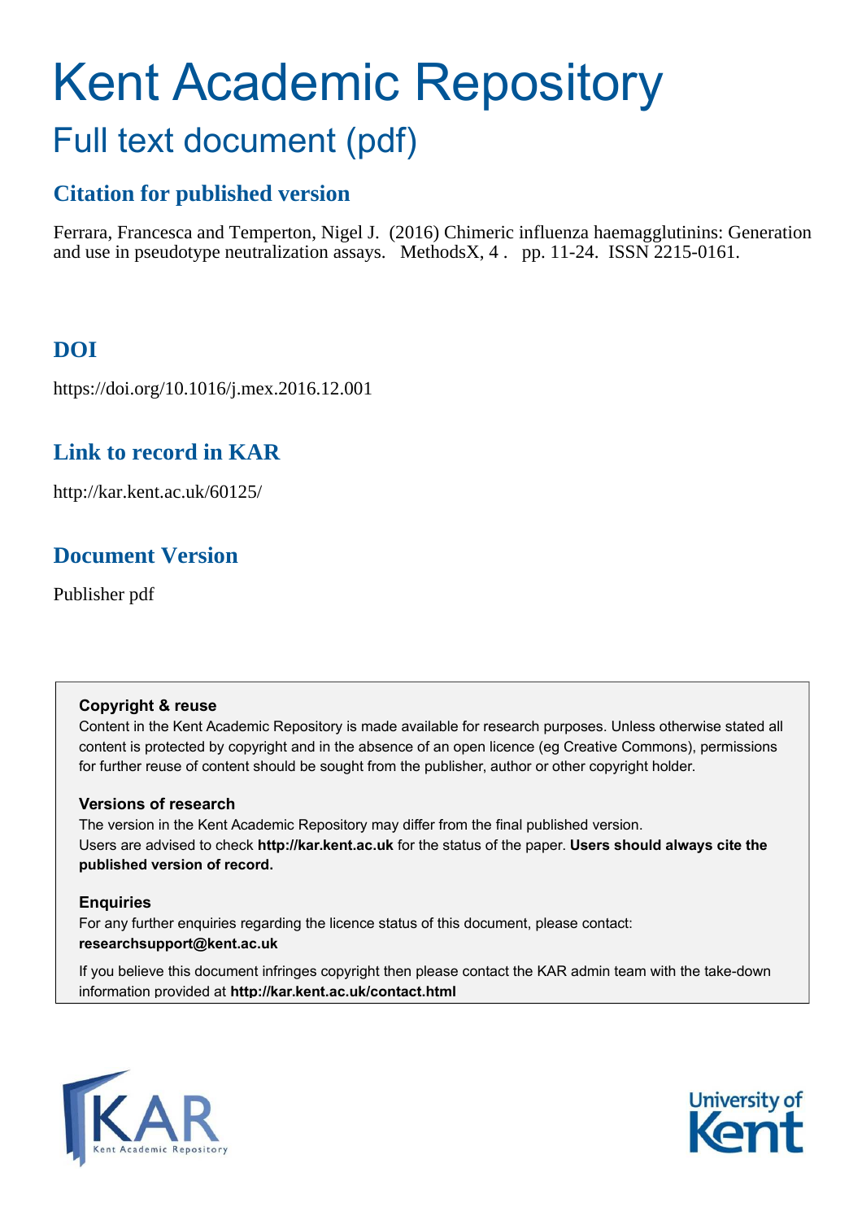# Kent Academic Repository

## Full text document (pdf)

### Citation for published version

Ferrara, Francesca and Temperton, Nigel J. (2016) Chimeric influenza haemagglutinins: Generation and use in pseudotype neutralization assays. MethodsX, 4 . pp. 11-24. ISSN 2215-0161.

### DOI

https://doi.org/10.1016/j.mex.2016.12.001

### Link to record in KAR

http://kar.kent.ac.uk/60125/

### Document Version

Publisher pdf

**Copyright & reuse**

Content in the Kent Academic Repository is made available for research purposes. Unless otherwise stated all content is protected by copyright and in the absence of an open licence (eg Creative Commons), permissions for further reuse of content should be sought from the publisher, author or other copyright holder.

**Versions of research**

The version in the Kent Academic Repository may differ from the final published version.
Users are advised to check **http://kar.kent.ac.uk** for the status of the paper. **Users should always cite the published version of record.**

**Enquiries**

For any further enquiries regarding the licence status of this document, please contact:
**researchsupport@kent.ac.uk**

If you believe this document infringes copyright then please contact the KAR admin team with the take-down information provided at **http://kar.kent.ac.uk/contact.html**

KAR Kent Academic Repository

University of Kent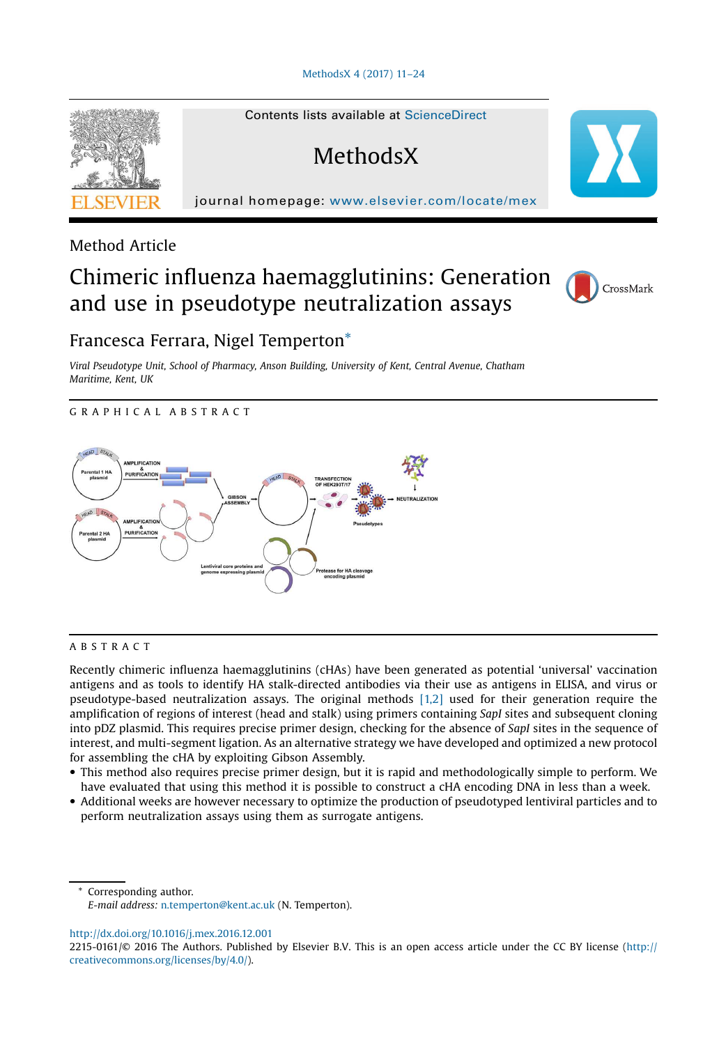Method Article

# Chimeric influenza haemagglutinins: Generation and use in pseudotype neutralization assays

Francesca Ferrara, Nigel Temperton*

*Viral Pseudotype Unit, School of Pharmacy, Anson Building, University of Kent, Central Avenue, Chatham Maritime, Kent, UK*

## GRAPHICAL ABSTRACT

## ABSTRACT

Recently chimeric influenza haemagglutinins (cHAs) have been generated as potential 'universal' vaccination antigens and as tools to identify HA stalk-directed antibodies via their use as antigens in ELISA, and virus or pseudotype-based neutralization assays. The original methods [1,2] used for their generation require the amplification of regions of interest (head and stalk) using primers containing *SapI* sites and subsequent cloning into pDZ plasmid. This requires precise primer design, checking for the absence of *SapI* sites in the sequence of interest, and multi-segment ligation. As an alternative strategy we have developed and optimized a new protocol for assembling the cHA by exploiting Gibson Assembly.

- This method also requires precise primer design, but it is rapid and methodologically simple to perform. We have evaluated that using this method it is possible to construct a cHA encoding DNA in less than a week.
- Additional weeks are however necessary to optimize the production of pseudotyped lentiviral particles and to perform neutralization assays using them as surrogate antigens.

* Corresponding author.
*E-mail address:* n.temperton@kent.ac.uk (N. Temperton).

http://dx.doi.org/10.1016/j.mex.2016.12.001
2215-0161/© 2016 The Authors. Published by Elsevier B.V. This is an open access article under the CC BY license (http://creativecommons.org/licenses/by/4.0/).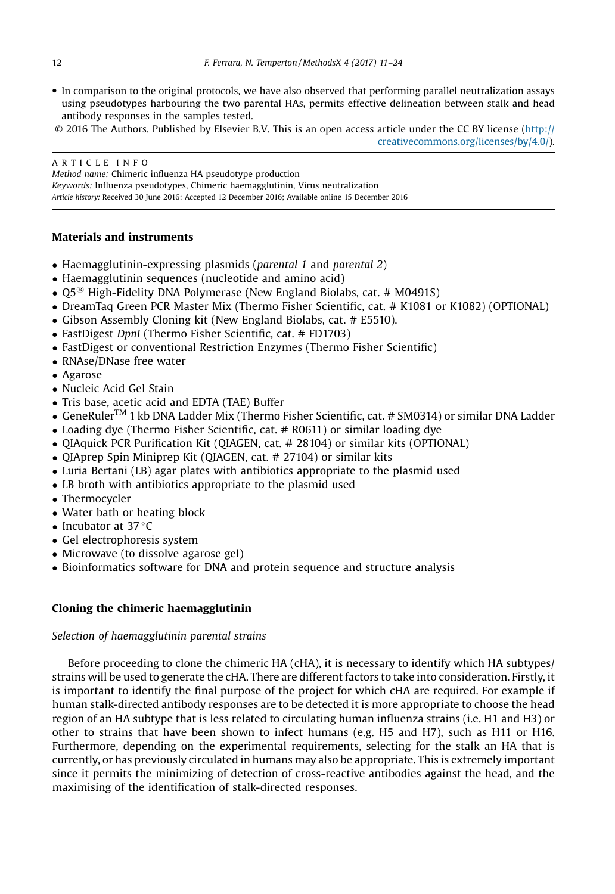- In comparison to the original protocols, we have also observed that performing parallel neutralization assays using pseudotypes harbouring the two parental HAs, permits effective delineation between stalk and head antibody responses in the samples tested.

© 2016 The Authors. Published by Elsevier B.V. This is an open access article under the CC BY license (http://creativecommons.org/licenses/by/4.0/).

ARTICLE INFO

*Method name:* Chimeric influenza HA pseudotype production

*Keywords:* Influenza pseudotypes, Chimeric haemagglutinin, Virus neutralization

*Article history:* Received 30 June 2016; Accepted 12 December 2016; Available online 15 December 2016

## Materials and instruments

- Haemagglutinin-expressing plasmids (*parental 1* and *parental 2*)
- Haemagglutinin sequences (nucleotide and amino acid)
- Q5® High-Fidelity DNA Polymerase (New England Biolabs, cat. # M0491S)
- DreamTaq Green PCR Master Mix (Thermo Fisher Scientific, cat. # K1081 or K1082) (OPTIONAL)
- Gibson Assembly Cloning kit (New England Biolabs, cat. # E5510).
- FastDigest *DpnI* (Thermo Fisher Scientific, cat. # FD1703)
- FastDigest or conventional Restriction Enzymes (Thermo Fisher Scientific)
- RNAse/DNase free water
- Agarose
- Nucleic Acid Gel Stain
- Tris base, acetic acid and EDTA (TAE) Buffer
- GeneRuler™ 1 kb DNA Ladder Mix (Thermo Fisher Scientific, cat. # SM0314) or similar DNA Ladder
- Loading dye (Thermo Fisher Scientific, cat. # R0611) or similar loading dye
- QIAquick PCR Purification Kit (QIAGEN, cat. # 28104) or similar kits (OPTIONAL)
- QIAprep Spin Miniprep Kit (QIAGEN, cat. # 27104) or similar kits
- Luria Bertani (LB) agar plates with antibiotics appropriate to the plasmid used
- LB broth with antibiotics appropriate to the plasmid used
- Thermocycler
- Water bath or heating block
- Incubator at 37 °C
- Gel electrophoresis system
- Microwave (to dissolve agarose gel)
- Bioinformatics software for DNA and protein sequence and structure analysis

## Cloning the chimeric haemagglutinin

### *Selection of haemagglutinin parental strains*

Before proceeding to clone the chimeric HA (cHA), it is necessary to identify which HA subtypes/strains will be used to generate the cHA. There are different factors to take into consideration. Firstly, it is important to identify the final purpose of the project for which cHA are required. For example if human stalk-directed antibody responses are to be detected it is more appropriate to choose the head region of an HA subtype that is less related to circulating human influenza strains (i.e. H1 and H3) or other to strains that have been shown to infect humans (e.g. H5 and H7), such as H11 or H16. Furthermore, depending on the experimental requirements, selecting for the stalk an HA that is currently, or has previously circulated in humans may also be appropriate. This is extremely important since it permits the minimizing of detection of cross-reactive antibodies against the head, and the maximising of the identification of stalk-directed responses.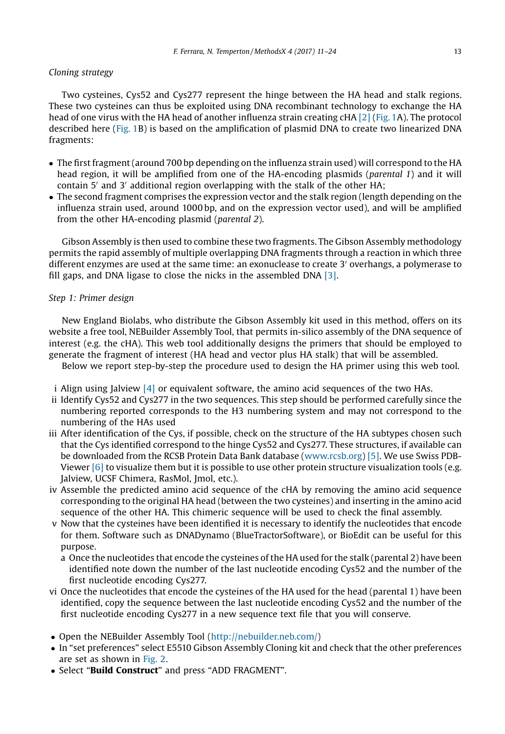*Cloning strategy*

Two cysteines, Cys52 and Cys277 represent the hinge between the HA head and stalk regions. These two cysteines can thus be exploited using DNA recombinant technology to exchange the HA head of one virus with the HA head of another influenza strain creating cHA [2] (Fig. 1A). The protocol described here (Fig. 1B) is based on the amplification of plasmid DNA to create two linearized DNA fragments:

- The first fragment (around 700 bp depending on the influenza strain used) will correspond to the HA head region, it will be amplified from one of the HA-encoding plasmids (*parental 1*) and it will contain 5′ and 3′ additional region overlapping with the stalk of the other HA;
- The second fragment comprises the expression vector and the stalk region (length depending on the influenza strain used, around 1000 bp, and on the expression vector used), and will be amplified from the other HA-encoding plasmid (*parental 2*).

Gibson Assembly is then used to combine these two fragments. The Gibson Assembly methodology permits the rapid assembly of multiple overlapping DNA fragments through a reaction in which three different enzymes are used at the same time: an exonuclease to create 3′ overhangs, a polymerase to fill gaps, and DNA ligase to close the nicks in the assembled DNA [3].

*Step 1: Primer design*

New England Biolabs, who distribute the Gibson Assembly kit used in this method, offers on its website a free tool, NEBuilder Assembly Tool, that permits in-silico assembly of the DNA sequence of interest (e.g. the cHA). This web tool additionally designs the primers that should be employed to generate the fragment of interest (HA head and vector plus HA stalk) that will be assembled.

Below we report step-by-step the procedure used to design the HA primer using this web tool.

i Align using Jalview [4] or equivalent software, the amino acid sequences of the two HAs.

ii Identify Cys52 and Cys277 in the two sequences. This step should be performed carefully since the numbering reported corresponds to the H3 numbering system and may not correspond to the numbering of the HAs used

iii After identification of the Cys, if possible, check on the structure of the HA subtypes chosen such that the Cys identified correspond to the hinge Cys52 and Cys277. These structures, if available can be downloaded from the RCSB Protein Data Bank database (www.rcsb.org) [5]. We use Swiss PDB-Viewer [6] to visualize them but it is possible to use other protein structure visualization tools (e.g. Jalview, UCSF Chimera, RasMol, Jmol, etc.).

iv Assemble the predicted amino acid sequence of the cHA by removing the amino acid sequence corresponding to the original HA head (between the two cysteines) and inserting in the amino acid sequence of the other HA. This chimeric sequence will be used to check the final assembly.

v Now that the cysteines have been identified it is necessary to identify the nucleotides that encode for them. Software such as DNADynamo (BlueTractorSoftware), or BioEdit can be useful for this purpose.

  a Once the nucleotides that encode the cysteines of the HA used for the stalk (parental 2) have been identified note down the number of the last nucleotide encoding Cys52 and the number of the first nucleotide encoding Cys277.

vi Once the nucleotides that encode the cysteines of the HA used for the head (parental 1) have been identified, copy the sequence between the last nucleotide encoding Cys52 and the number of the first nucleotide encoding Cys277 in a new sequence text file that you will conserve.

- Open the NEBuilder Assembly Tool (http://nebuilder.neb.com/)
- In "set preferences" select E5510 Gibson Assembly Cloning kit and check that the other preferences are set as shown in Fig. 2.
- Select "**Build Construct**" and press "ADD FRAGMENT".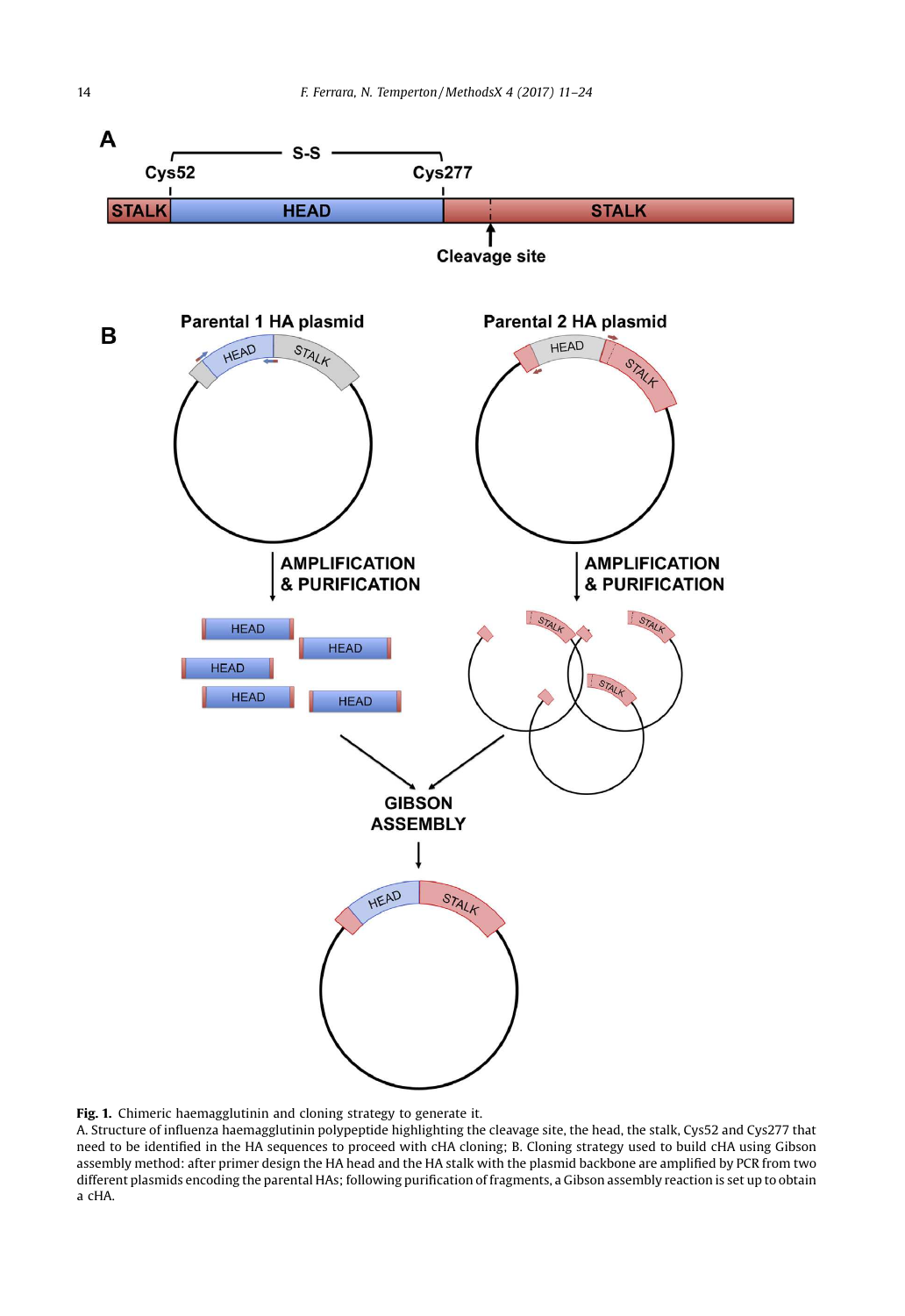**Fig. 1.** Chimeric haemagglutinin and cloning strategy to generate it.

A. Structure of influenza haemagglutinin polypeptide highlighting the cleavage site, the head, the stalk, Cys52 and Cys277 that need to be identified in the HA sequences to proceed with cHA cloning; B. Cloning strategy used to build cHA using Gibson assembly method: after primer design the HA head and the HA stalk with the plasmid backbone are amplified by PCR from two different plasmids encoding the parental HAs; following purification of fragments, a Gibson assembly reaction is set up to obtain a cHA.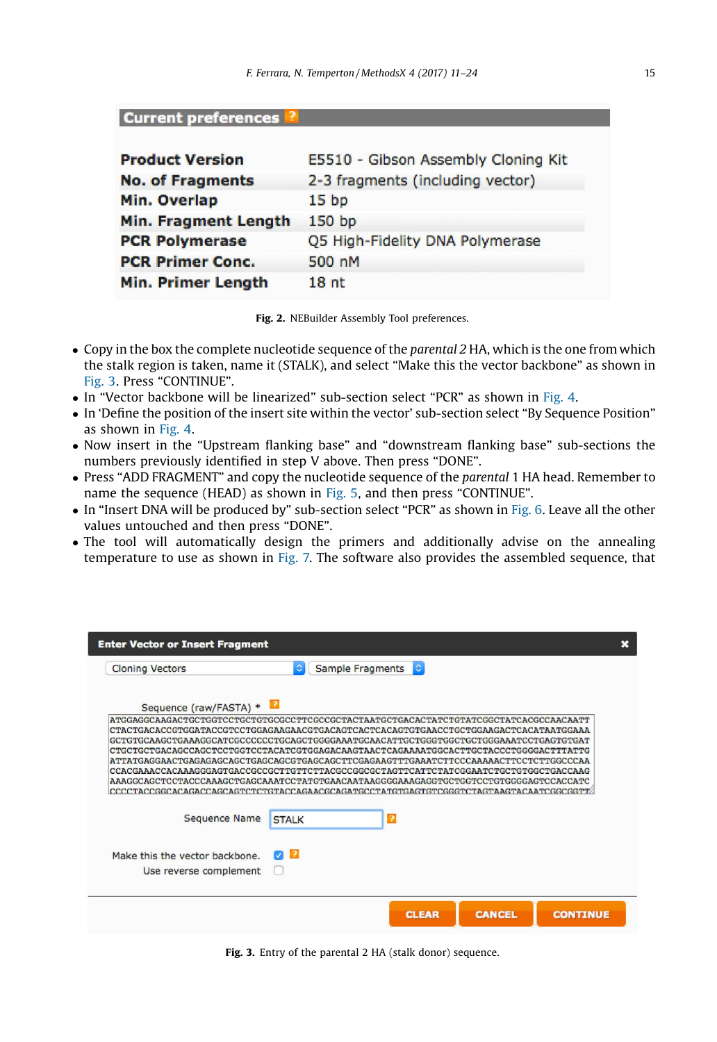| Current preferences | |
|---|---|
| Product Version | E5510 - Gibson Assembly Cloning Kit |
| No. of Fragments | 2-3 fragments (including vector) |
| Min. Overlap | 15 bp |
| Min. Fragment Length | 150 bp |
| PCR Polymerase | Q5 High-Fidelity DNA Polymerase |
| PCR Primer Conc. | 500 nM |
| Min. Primer Length | 18 nt |

**Fig. 2.** NEBuilder Assembly Tool preferences.

- Copy in the box the complete nucleotide sequence of the *parental 2* HA, which is the one from which the stalk region is taken, name it (STALK), and select "Make this the vector backbone" as shown in Fig. 3. Press "CONTINUE".
- In "Vector backbone will be linearized" sub-section select "PCR" as shown in Fig. 4.
- In 'Define the position of the insert site within the vector' sub-section select "By Sequence Position" as shown in Fig. 4.
- Now insert in the "Upstream flanking base" and "downstream flanking base" sub-sections the numbers previously identified in step V above. Then press "DONE".
- Press "ADD FRAGMENT" and copy the nucleotide sequence of the *parental* 1 HA head. Remember to name the sequence (HEAD) as shown in Fig. 5, and then press "CONTINUE".
- In "Insert DNA will be produced by" sub-section select "PCR" as shown in Fig. 6. Leave all the other values untouched and then press "DONE".
- The tool will automatically design the primers and additionally advise on the annealing temperature to use as shown in Fig. 7. The software also provides the assembled sequence, that

**Enter Vector or Insert Fragment**

Cloning Vectors | Sample Fragments

Sequence (raw/FASTA) *

```
ATGGAGGCAAGACTGCTGGTCCTGCTGTGCGCCTTCGCCGCTACTAATGCTGACACTATCTGTATCGGCTATCACGCCAACAATT
CTACTGACACCGTGGATACCGTCCTGGAGAAGAACGTGACAGTCACTCACAGTGTGAACCTGCTGGAAGACTCACATAATGGAA
GCTGTGCAAGCTGAAAGGCATCGCCCCCCTGCAGCTGGGGAAATGCAACATTGCTGGGTGGCTGCTGGGAAATCCTGAGTGTGAT
CTGCTGCTGACAGCCAGCTCCTGGTCCTACATCGTGGAGACAAGTAACTCAGAAAATGGCACTTGCTACCCTGGGGACTTTATTG
ATTATGAGGAACTGAGAGAGCAGCTGAGCAGCGTGAGCAGCTTCGAGAAGTTTGAAATCTTCCCAAAAACTTCCTCTTGGCCCAA
CCACGAAACCACAAAGGGAGTGACCGCCGCTTGTTCTTACGCCGGCGCTAGTTCATTCTATCGGAATCTGCTGTGGCTGACCAAG
AAAGGCAGCTCCTACCCAAAGCTGAGCAAATCCTATGTGAACAATAAGGGGAAAGAGGTGCTGGTCCTGTGGGGAGTCCACCATC
CCCCTACCGGCACAGACCAGCAGTCTCTGTACCAGAACGCAGATGCCTATGTGAGTGTCGGGTCTAGTAAGTACAATCGGCGGTT
```

Sequence Name: STALK

Make this the vector backbone. ☑

Use reverse complement ☐

CLEAR | CANCEL | CONTINUE

**Fig. 3.** Entry of the parental 2 HA (stalk donor) sequence.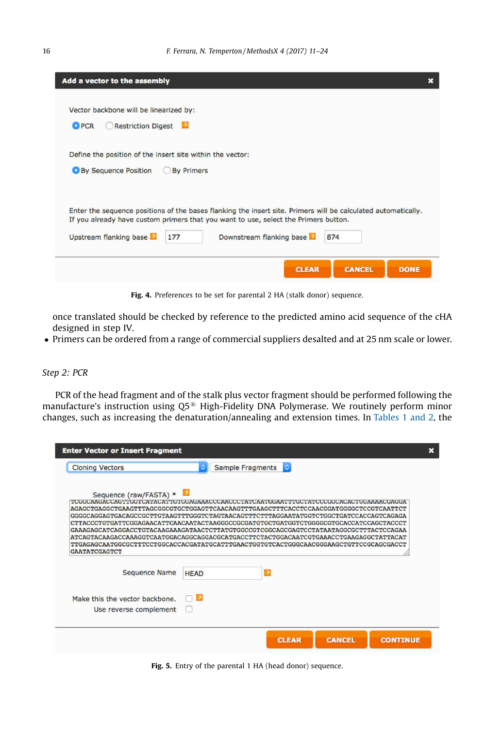**Add a vector to the assembly**

Vector backbone will be linearized by:

- (•) PCR
- ( ) Restriction Digest

Define the position of the insert site within the vector:

- (•) By Sequence Position
- ( ) By Primers

Enter the sequence positions of the bases flanking the insert site. Primers will be calculated automatically. If you already have custom primers that you want to use, select the Primers button.

Upstream flanking base: 177 Downstream flanking base: 874

CLEAR CANCEL DONE

**Fig. 4.** Preferences to be set for parental 2 HA (stalk donor) sequence.

once translated should be checked by reference to the predicted amino acid sequence of the cHA designed in step IV.

- Primers can be ordered from a range of commercial suppliers desalted and at 25 nm scale or lower.

*Step 2: PCR*

PCR of the head fragment and of the stalk plus vector fragment should be performed following the manufacture's instruction using Q5® High-Fidelity DNA Polymerase. We routinely perform minor changes, such as increasing the denaturation/annealing and extension times. In Tables 1 and 2, the

**Enter Vector or Insert Fragment**

Cloning Vectors | Sample Fragments

Sequence (raw/FASTA) *

```
TCGGCAAGACCAGTTGGTCATACATTGTGGAGAAACCCAACCCTATCAATGGAATTTGCTATCCCGGCACACTGGAAAACGAGGA
AGAGCTGAGGCTGAAGTTTAGCGGCGTGCTGGAGTTCAACAAGTTTGAAGCTTTCACCTCCAACGGATGGGGCTCCGTCAATTCT
GGGGCAGGAGTGACAGCCGCTTGTAAGTTTGGGTCTAGTAACAGTTTCTTTAGGAATATGGTCTGGCTGATCCACCAGTCAGAGA
CTTACCCTGTGATTCGGAGAACATTCAACAATACTAAGGGCCGCGATGTGCTGATGGTCTGGGGCGTGCACCATCCAGCTACCCT
GAAAGAGCATCAGGACCTGTACAAGAAAGATAACTCTTATGTGGCCGTCGGCAGCGAGTCCTATAATAGGCGCTTTACTCCAGAA
ATCAGTACAAGACCAAAGGTCAATGGACAGGCAGGACGCATGACCTTCTACTGGACAATCGTGAAACCTGAAGAGGCTATTACAT
TTGAGAGCAATGGCGCTTTCCTGGCACCACGATATGCATTTGAACTGGTGTCACTGGGCAACGGGAAGCTGTTCCGCAGCGACCT
GAATATCGAGTCT
```

Sequence Name: HEAD

Make this the vector backbone. ☐
Use reverse complement ☐

CLEAR CANCEL CONTINUE

**Fig. 5.** Entry of the parental 1 HA (head donor) sequence.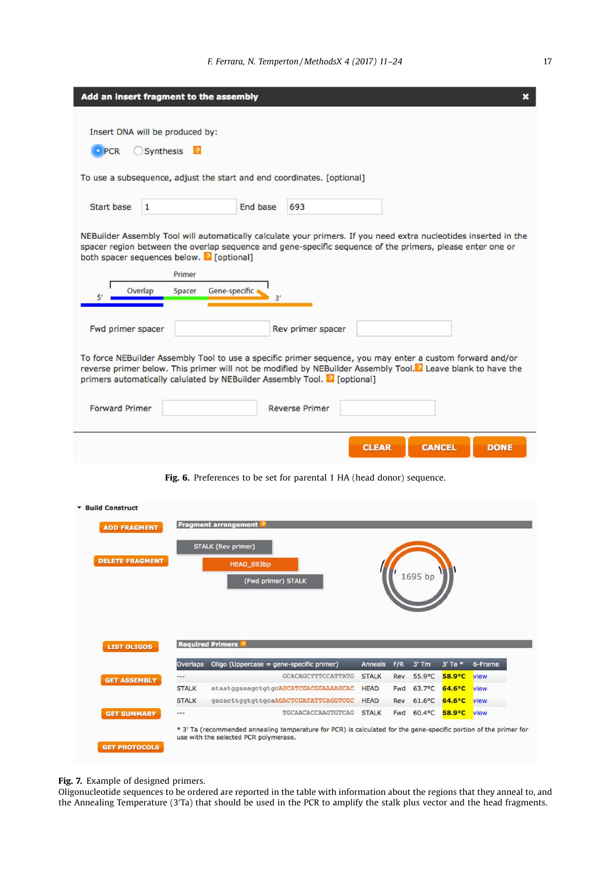**Add an insert fragment to the assembly**

Insert DNA will be produced by:

PCR    Synthesis

To use a subsequence, adjust the start and end coordinates. [optional]

Start base 1    End base 693

NEBuilder Assembly Tool will automatically calculate your primers. If you need extra nucleotides inserted in the spacer region between the overlap sequence and gene-specific sequence of the primers, please enter one or both spacer sequences below. [optional]

Primer: 5′ Overlap – Spacer – Gene-specific 3′

Fwd primer spacer    Rev primer spacer

To force NEBuilder Assembly Tool to use a specific primer sequence, you may enter a custom forward and/or reverse primer below. This primer will not be modified by NEBuilder Assembly Tool. Leave blank to have the primers automatically calulated by NEBuilder Assembly Tool. [optional]

Forward Primer    Reverse Primer

CLEAR    CANCEL    DONE

**Fig. 6.** Preferences to be set for parental 1 HA (head donor) sequence.

**Build Construct**

ADD FRAGMENT

DELETE FRAGMENT

**Fragment arrangement**

STALK (Rev primer)

HEAD_693bp

(Fwd primer) STALK

1695 bp

LIST OLIGOS

GET ASSEMBLY

GET SUMMARY

GET PROTOCOLS

**Required Primers**

| Overlaps | Oligo (Uppercase = gene-specific primer) | Anneals | F/R | 3′ Tm | 3′ Ta * | 6-Frame |
|---|---|---|---|---|---|---|
| --- | GCACAGCTTTCCATTATG | STALK | Rev | 55.9°C | 58.9°C | view |
| STALK | ataatggaaagctgtgcAGCATCGACGGAAAAGCAC | HEAD | Fwd | 63.7°C | 64.6°C | view |
| STALK | gacacttggtgttgcaAGACTCGATATTCAGGTCGC | HEAD | Rev | 61.6°C | 64.6°C | view |
| --- | TGCAACACCAAGTGTCAG | STALK | Fwd | 60.4°C | 58.9°C | view |

* 3′ Ta (recommended annealing temperature for PCR) is calculated for the gene-specific portion of the primer for use with the selected PCR polymerase.

**Fig. 7.** Example of designed primers.
Oligonucleotide sequences to be ordered are reported in the table with information about the regions that they anneal to, and the Annealing Temperature (3′Ta) that should be used in the PCR to amplify the stalk plus vector and the head fragments.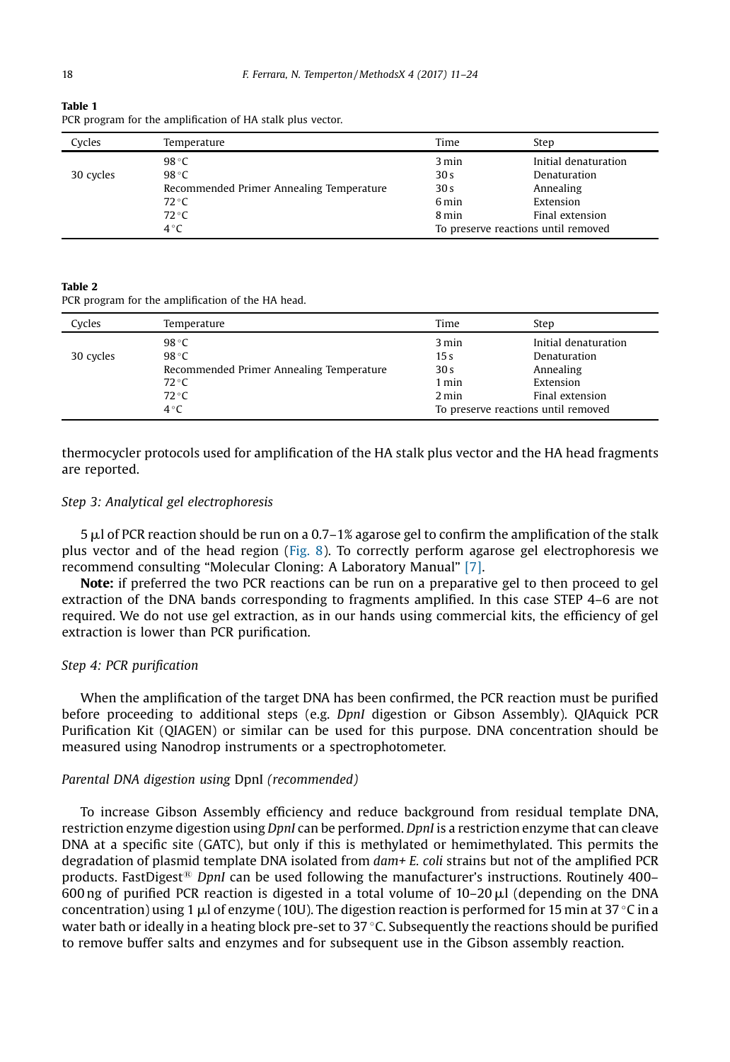**Table 1**
PCR program for the amplification of HA stalk plus vector.

| Cycles | Temperature | Time | Step |
|---|---|---|---|
| | 98 °C | 3 min | Initial denaturation |
| 30 cycles | 98 °C | 30 s | Denaturation |
| | Recommended Primer Annealing Temperature | 30 s | Annealing |
| | 72 °C | 6 min | Extension |
| | 72 °C | 8 min | Final extension |
| | 4 °C | To preserve reactions until removed | |

**Table 2**
PCR program for the amplification of the HA head.

| Cycles | Temperature | Time | Step |
|---|---|---|---|
| | 98 °C | 3 min | Initial denaturation |
| 30 cycles | 98 °C | 15 s | Denaturation |
| | Recommended Primer Annealing Temperature | 30 s | Annealing |
| | 72 °C | 1 min | Extension |
| | 72 °C | 2 min | Final extension |
| | 4 °C | To preserve reactions until removed | |

thermocycler protocols used for amplification of the HA stalk plus vector and the HA head fragments are reported.

*Step 3: Analytical gel electrophoresis*

5 μl of PCR reaction should be run on a 0.7–1% agarose gel to confirm the amplification of the stalk plus vector and of the head region (Fig. 8). To correctly perform agarose gel electrophoresis we recommend consulting "Molecular Cloning: A Laboratory Manual" [7].

**Note:** if preferred the two PCR reactions can be run on a preparative gel to then proceed to gel extraction of the DNA bands corresponding to fragments amplified. In this case STEP 4–6 are not required. We do not use gel extraction, as in our hands using commercial kits, the efficiency of gel extraction is lower than PCR purification.

*Step 4: PCR purification*

When the amplification of the target DNA has been confirmed, the PCR reaction must be purified before proceeding to additional steps (e.g. *DpnI* digestion or Gibson Assembly). QIAquick PCR Purification Kit (QIAGEN) or similar can be used for this purpose. DNA concentration should be measured using Nanodrop instruments or a spectrophotometer.

*Parental DNA digestion using* DpnI *(recommended)*

To increase Gibson Assembly efficiency and reduce background from residual template DNA, restriction enzyme digestion using *DpnI* can be performed. *DpnI* is a restriction enzyme that can cleave DNA at a specific site (GATC), but only if this is methylated or hemimethylated. This permits the degradation of plasmid template DNA isolated from *dam+ E. coli* strains but not of the amplified PCR products. FastDigest® *DpnI* can be used following the manufacturer's instructions. Routinely 400–600 ng of purified PCR reaction is digested in a total volume of 10–20 μl (depending on the DNA concentration) using 1 μl of enzyme (10U). The digestion reaction is performed for 15 min at 37 °C in a water bath or ideally in a heating block pre-set to 37 °C. Subsequently the reactions should be purified to remove buffer salts and enzymes and for subsequent use in the Gibson assembly reaction.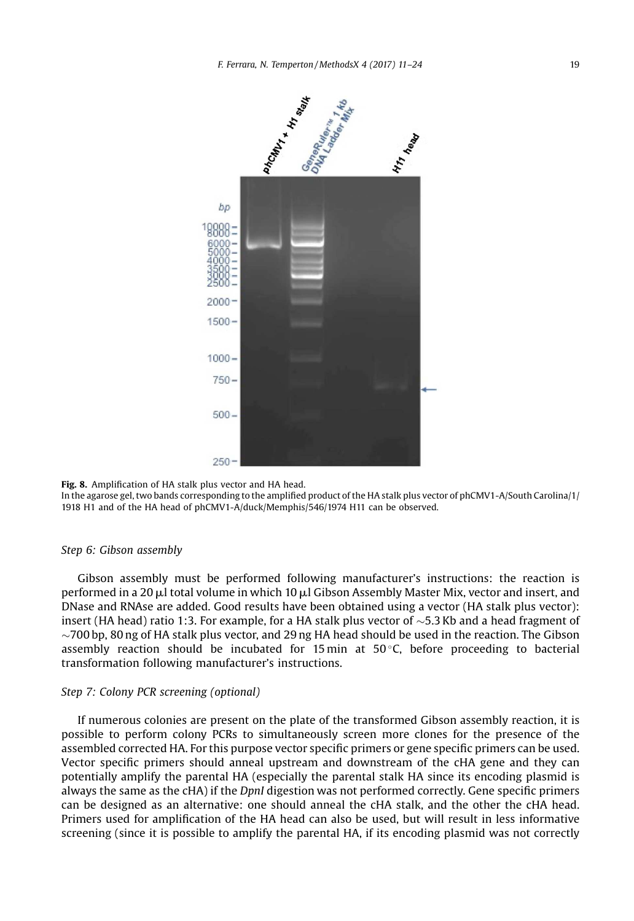**Fig. 8.** Amplification of HA stalk plus vector and HA head.
In the agarose gel, two bands corresponding to the amplified product of the HA stalk plus vector of phCMV1-A/South Carolina/1/1918 H1 and of the HA head of phCMV1-A/duck/Memphis/546/1974 H11 can be observed.

### *Step 6: Gibson assembly*

Gibson assembly must be performed following manufacturer's instructions: the reaction is performed in a 20 μl total volume in which 10 μl Gibson Assembly Master Mix, vector and insert, and DNase and RNAse are added. Good results have been obtained using a vector (HA stalk plus vector): insert (HA head) ratio 1:3. For example, for a HA stalk plus vector of ~5.3 Kb and a head fragment of ~700 bp, 80 ng of HA stalk plus vector, and 29 ng HA head should be used in the reaction. The Gibson assembly reaction should be incubated for 15 min at 50 °C, before proceeding to bacterial transformation following manufacturer's instructions.

### *Step 7: Colony PCR screening (optional)*

If numerous colonies are present on the plate of the transformed Gibson assembly reaction, it is possible to perform colony PCRs to simultaneously screen more clones for the presence of the assembled corrected HA. For this purpose vector specific primers or gene specific primers can be used. Vector specific primers should anneal upstream and downstream of the cHA gene and they can potentially amplify the parental HA (especially the parental stalk HA since its encoding plasmid is always the same as the cHA) if the *DpnI* digestion was not performed correctly. Gene specific primers can be designed as an alternative: one should anneal the cHA stalk, and the other the cHA head. Primers used for amplification of the HA head can also be used, but will result in less informative screening (since it is possible to amplify the parental HA, if its encoding plasmid was not correctly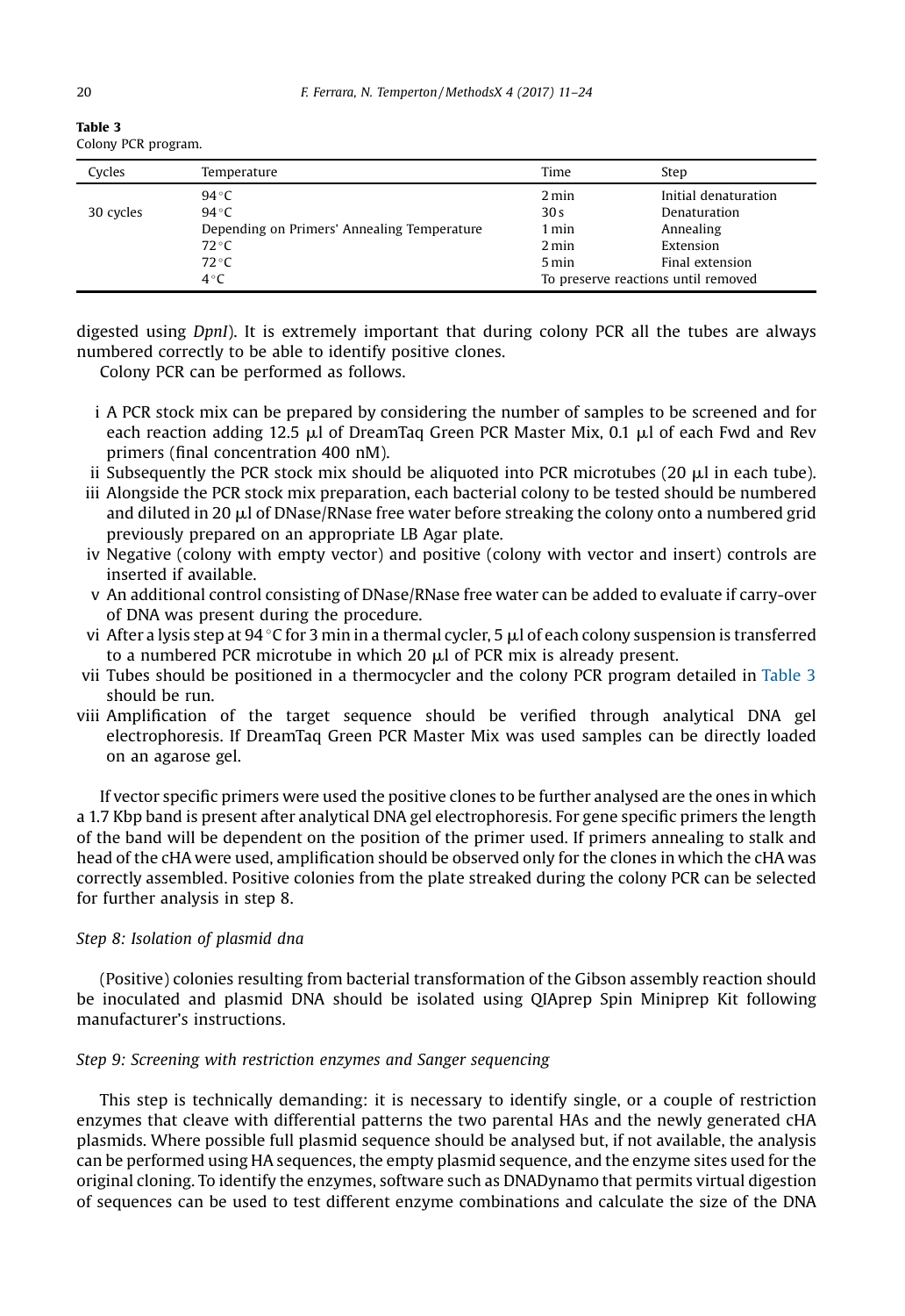**Table 3**
Colony PCR program.

| Cycles | Temperature | Time | Step |
|---|---|---|---|
| | 94 °C | 2 min | Initial denaturation |
| 30 cycles | 94 °C | 30 s | Denaturation |
| | Depending on Primers' Annealing Temperature | 1 min | Annealing |
| | 72 °C | 2 min | Extension |
| | 72 °C | 5 min | Final extension |
| | 4 °C | To preserve reactions until removed | |

digested using *DpnI*). It is extremely important that during colony PCR all the tubes are always numbered correctly to be able to identify positive clones.

Colony PCR can be performed as follows.

i A PCR stock mix can be prepared by considering the number of samples to be screened and for each reaction adding 12.5 μl of DreamTaq Green PCR Master Mix, 0.1 μl of each Fwd and Rev primers (final concentration 400 nM).
ii Subsequently the PCR stock mix should be aliquoted into PCR microtubes (20 μl in each tube).
iii Alongside the PCR stock mix preparation, each bacterial colony to be tested should be numbered and diluted in 20 μl of DNase/RNase free water before streaking the colony onto a numbered grid previously prepared on an appropriate LB Agar plate.
iv Negative (colony with empty vector) and positive (colony with vector and insert) controls are inserted if available.
v An additional control consisting of DNase/RNase free water can be added to evaluate if carry-over of DNA was present during the procedure.
vi After a lysis step at 94 °C for 3 min in a thermal cycler, 5 μl of each colony suspension is transferred to a numbered PCR microtube in which 20 μl of PCR mix is already present.
vii Tubes should be positioned in a thermocycler and the colony PCR program detailed in Table 3 should be run.
viii Amplification of the target sequence should be verified through analytical DNA gel electrophoresis. If DreamTaq Green PCR Master Mix was used samples can be directly loaded on an agarose gel.

If vector specific primers were used the positive clones to be further analysed are the ones in which a 1.7 Kbp band is present after analytical DNA gel electrophoresis. For gene specific primers the length of the band will be dependent on the position of the primer used. If primers annealing to stalk and head of the cHA were used, amplification should be observed only for the clones in which the cHA was correctly assembled. Positive colonies from the plate streaked during the colony PCR can be selected for further analysis in step 8.

*Step 8: Isolation of plasmid dna*

(Positive) colonies resulting from bacterial transformation of the Gibson assembly reaction should be inoculated and plasmid DNA should be isolated using QIAprep Spin Miniprep Kit following manufacturer's instructions.

*Step 9: Screening with restriction enzymes and Sanger sequencing*

This step is technically demanding: it is necessary to identify single, or a couple of restriction enzymes that cleave with differential patterns the two parental HAs and the newly generated cHA plasmids. Where possible full plasmid sequence should be analysed but, if not available, the analysis can be performed using HA sequences, the empty plasmid sequence, and the enzyme sites used for the original cloning. To identify the enzymes, software such as DNADynamo that permits virtual digestion of sequences can be used to test different enzyme combinations and calculate the size of the DNA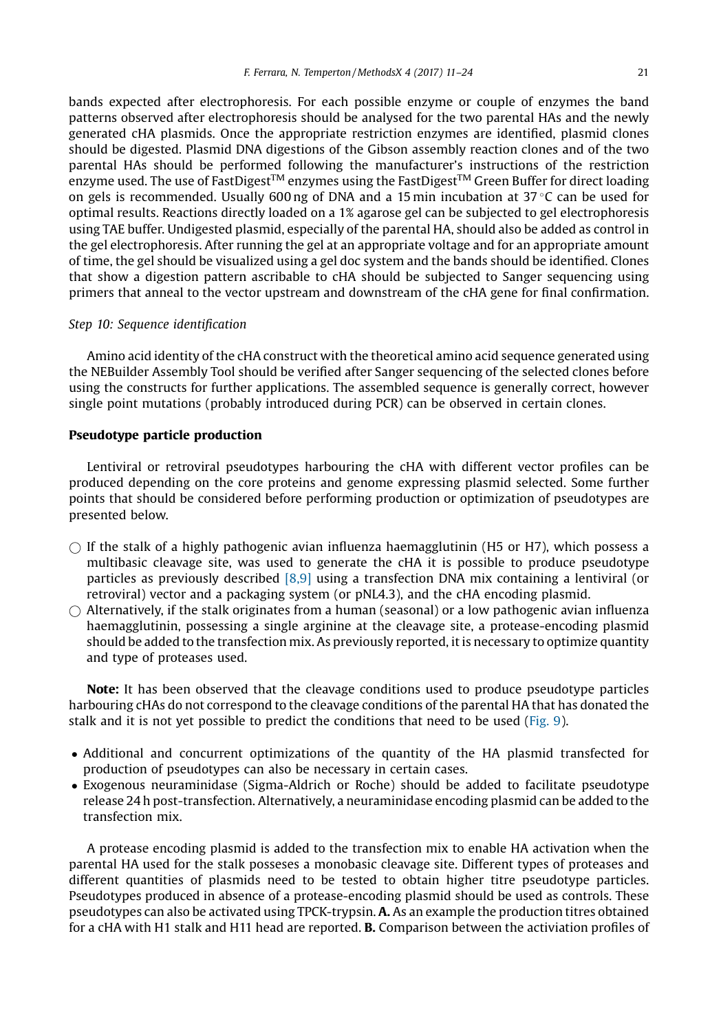bands expected after electrophoresis. For each possible enzyme or couple of enzymes the band patterns observed after electrophoresis should be analysed for the two parental HAs and the newly generated cHA plasmids. Once the appropriate restriction enzymes are identified, plasmid clones should be digested. Plasmid DNA digestions of the Gibson assembly reaction clones and of the two parental HAs should be performed following the manufacturer's instructions of the restriction enzyme used. The use of FastDigest™ enzymes using the FastDigest™ Green Buffer for direct loading on gels is recommended. Usually 600 ng of DNA and a 15 min incubation at 37 °C can be used for optimal results. Reactions directly loaded on a 1% agarose gel can be subjected to gel electrophoresis using TAE buffer. Undigested plasmid, especially of the parental HA, should also be added as control in the gel electrophoresis. After running the gel at an appropriate voltage and for an appropriate amount of time, the gel should be visualized using a gel doc system and the bands should be identified. Clones that show a digestion pattern ascribable to cHA should be subjected to Sanger sequencing using primers that anneal to the vector upstream and downstream of the cHA gene for final confirmation.

*Step 10: Sequence identification*

Amino acid identity of the cHA construct with the theoretical amino acid sequence generated using the NEBuilder Assembly Tool should be verified after Sanger sequencing of the selected clones before using the constructs for further applications. The assembled sequence is generally correct, however single point mutations (probably introduced during PCR) can be observed in certain clones.

**Pseudotype particle production**

Lentiviral or retroviral pseudotypes harbouring the cHA with different vector profiles can be produced depending on the core proteins and genome expressing plasmid selected. Some further points that should be considered before performing production or optimization of pseudotypes are presented below.

- ○ If the stalk of a highly pathogenic avian influenza haemagglutinin (H5 or H7), which possess a multibasic cleavage site, was used to generate the cHA it is possible to produce pseudotype particles as previously described [8,9] using a transfection DNA mix containing a lentiviral (or retroviral) vector and a packaging system (or pNL4.3), and the cHA encoding plasmid.
- ○ Alternatively, if the stalk originates from a human (seasonal) or a low pathogenic avian influenza haemagglutinin, possessing a single arginine at the cleavage site, a protease-encoding plasmid should be added to the transfection mix. As previously reported, it is necessary to optimize quantity and type of proteases used.

**Note:** It has been observed that the cleavage conditions used to produce pseudotype particles harbouring cHAs do not correspond to the cleavage conditions of the parental HA that has donated the stalk and it is not yet possible to predict the conditions that need to be used (Fig. 9).

- Additional and concurrent optimizations of the quantity of the HA plasmid transfected for production of pseudotypes can also be necessary in certain cases.
- Exogenous neuraminidase (Sigma-Aldrich or Roche) should be added to facilitate pseudotype release 24 h post-transfection. Alternatively, a neuraminidase encoding plasmid can be added to the transfection mix.

A protease encoding plasmid is added to the transfection mix to enable HA activation when the parental HA used for the stalk posseses a monobasic cleavage site. Different types of proteases and different quantities of plasmids need to be tested to obtain higher titre pseudotype particles. Pseudotypes produced in absence of a protease-encoding plasmid should be used as controls. These pseudotypes can also be activated using TPCK-trypsin. **A.** As an example the production titres obtained for a cHA with H1 stalk and H11 head are reported. **B.** Comparison between the activiation profiles of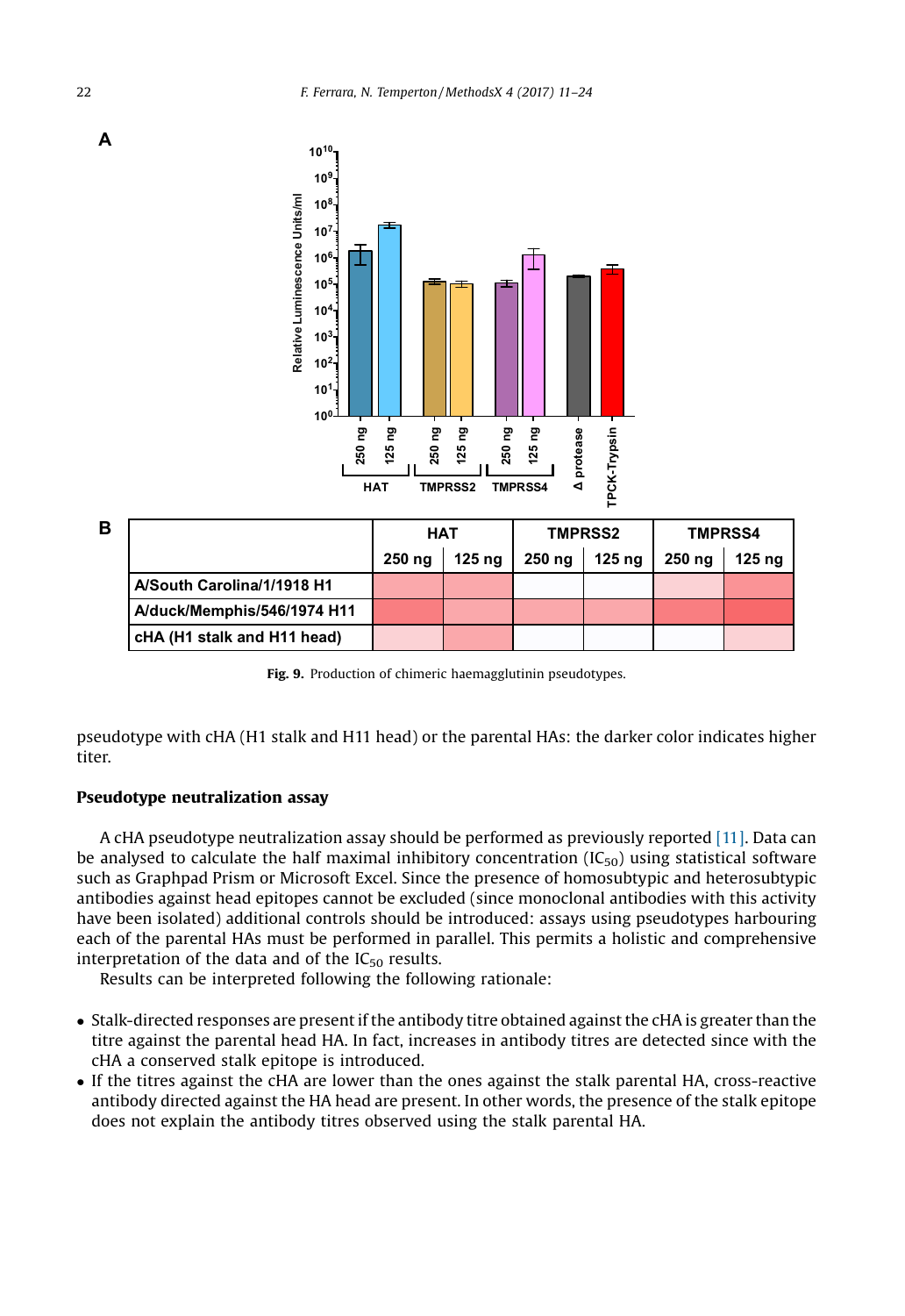**B**

| | HAT | | TMPRSS2 | | TMPRSS4 | |
|---|---|---|---|---|---|---|
| | 250 ng | 125 ng | 250 ng | 125 ng | 250 ng | 125 ng |
| A/South Carolina/1/1918 H1 | | | | | | |
| A/duck/Memphis/546/1974 H11 | | | | | | |
| cHA (H1 stalk and H11 head) | | | | | | |

**Fig. 9.** Production of chimeric haemagglutinin pseudotypes.

pseudotype with cHA (H1 stalk and H11 head) or the parental HAs: the darker color indicates higher titer.

### Pseudotype neutralization assay

A cHA pseudotype neutralization assay should be performed as previously reported [11]. Data can be analysed to calculate the half maximal inhibitory concentration ($IC_{50}$) using statistical software such as Graphpad Prism or Microsoft Excel. Since the presence of homosubtypic and heterosubtypic antibodies against head epitopes cannot be excluded (since monoclonal antibodies with this activity have been isolated) additional controls should be introduced: assays using pseudotypes harbouring each of the parental HAs must be performed in parallel. This permits a holistic and comprehensive interpretation of the data and of the $IC_{50}$ results.

Results can be interpreted following the following rationale:

- Stalk-directed responses are present if the antibody titre obtained against the cHA is greater than the titre against the parental head HA. In fact, increases in antibody titres are detected since with the cHA a conserved stalk epitope is introduced.
- If the titres against the cHA are lower than the ones against the stalk parental HA, cross-reactive antibody directed against the HA head are present. In other words, the presence of the stalk epitope does not explain the antibody titres observed using the stalk parental HA.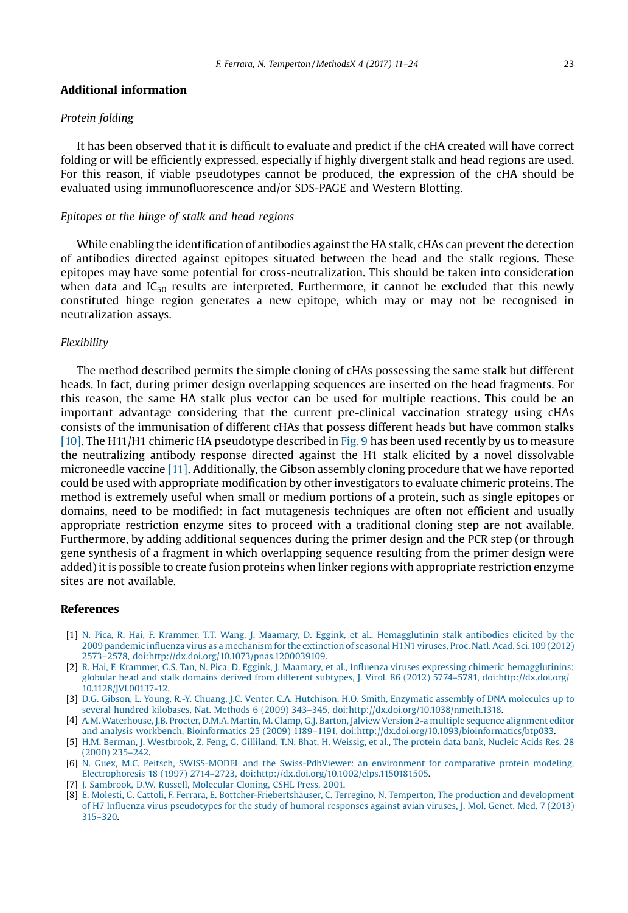## Additional information

*Protein folding*

It has been observed that it is difficult to evaluate and predict if the cHA created will have correct folding or will be efficiently expressed, especially if highly divergent stalk and head regions are used. For this reason, if viable pseudotypes cannot be produced, the expression of the cHA should be evaluated using immunofluorescence and/or SDS-PAGE and Western Blotting.

*Epitopes at the hinge of stalk and head regions*

While enabling the identification of antibodies against the HA stalk, cHAs can prevent the detection of antibodies directed against epitopes situated between the head and the stalk regions. These epitopes may have some potential for cross-neutralization. This should be taken into consideration when data and $IC_{50}$ results are interpreted. Furthermore, it cannot be excluded that this newly constituted hinge region generates a new epitope, which may or may not be recognised in neutralization assays.

*Flexibility*

The method described permits the simple cloning of cHAs possessing the same stalk but different heads. In fact, during primer design overlapping sequences are inserted on the head fragments. For this reason, the same HA stalk plus vector can be used for multiple reactions. This could be an important advantage considering that the current pre-clinical vaccination strategy using cHAs consists of the immunisation of different cHAs that possess different heads but have common stalks [10]. The H11/H1 chimeric HA pseudotype described in Fig. 9 has been used recently by us to measure the neutralizing antibody response directed against the H1 stalk elicited by a novel dissolvable microneedle vaccine [11]. Additionally, the Gibson assembly cloning procedure that we have reported could be used with appropriate modification by other investigators to evaluate chimeric proteins. The method is extremely useful when small or medium portions of a protein, such as single epitopes or domains, need to be modified: in fact mutagenesis techniques are often not efficient and usually appropriate restriction enzyme sites to proceed with a traditional cloning step are not available. Furthermore, by adding additional sequences during the primer design and the PCR step (or through gene synthesis of a fragment in which overlapping sequence resulting from the primer design were added) it is possible to create fusion proteins when linker regions with appropriate restriction enzyme sites are not available.

## References

[1] N. Pica, R. Hai, F. Krammer, T.T. Wang, J. Maamary, D. Eggink, et al., Hemagglutinin stalk antibodies elicited by the 2009 pandemic influenza virus as a mechanism for the extinction of seasonal H1N1 viruses, Proc. Natl. Acad. Sci. 109 (2012) 2573–2578, doi:http://dx.doi.org/10.1073/pnas.1200039109.

[2] R. Hai, F. Krammer, G.S. Tan, N. Pica, D. Eggink, J. Maamary, et al., Influenza viruses expressing chimeric hemagglutinins: globular head and stalk domains derived from different subtypes, J. Virol. 86 (2012) 5774–5781, doi:http://dx.doi.org/10.1128/JVI.00137-12.

[3] D.G. Gibson, L. Young, R.-Y. Chuang, J.C. Venter, C.A. Hutchison, H.O. Smith, Enzymatic assembly of DNA molecules up to several hundred kilobases, Nat. Methods 6 (2009) 343–345, doi:http://dx.doi.org/10.1038/nmeth.1318.

[4] A.M. Waterhouse, J.B. Procter, D.M.A. Martin, M. Clamp, G.J. Barton, Jalview Version 2-a multiple sequence alignment editor and analysis workbench, Bioinformatics 25 (2009) 1189–1191, doi:http://dx.doi.org/10.1093/bioinformatics/btp033.

[5] H.M. Berman, J. Westbrook, Z. Feng, G. Gilliland, T.N. Bhat, H. Weissig, et al., The protein data bank, Nucleic Acids Res. 28 (2000) 235–242.

[6] N. Guex, M.C. Peitsch, SWISS-MODEL and the Swiss-PdbViewer: an environment for comparative protein modeling, Electrophoresis 18 (1997) 2714–2723, doi:http://dx.doi.org/10.1002/elps.1150181505.

[7] J. Sambrook, D.W. Russell, Molecular Cloning, CSHL Press, 2001.

[8] E. Molesti, G. Cattoli, F. Ferrara, E. Böttcher-Friebertshäuser, C. Terregino, N. Temperton, The production and development of H7 Influenza virus pseudotypes for the study of humoral responses against avian viruses, J. Mol. Genet. Med. 7 (2013) 315–320.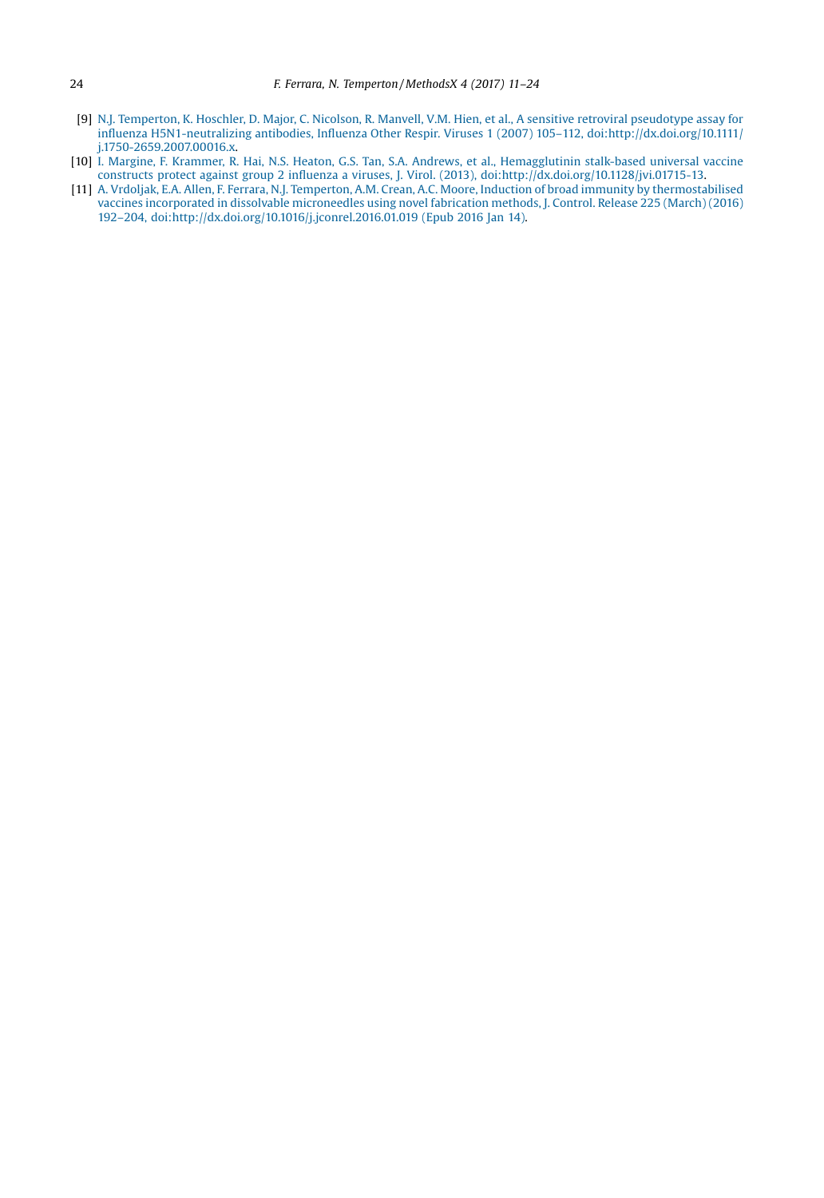[9] N.J. Temperton, K. Hoschler, D. Major, C. Nicolson, R. Manvell, V.M. Hien, et al., A sensitive retroviral pseudotype assay for influenza H5N1-neutralizing antibodies, Influenza Other Respir. Viruses 1 (2007) 105–112, doi:http://dx.doi.org/10.1111/j.1750-2659.2007.00016.x.

[10] I. Margine, F. Krammer, R. Hai, N.S. Heaton, G.S. Tan, S.A. Andrews, et al., Hemagglutinin stalk-based universal vaccine constructs protect against group 2 influenza a viruses, J. Virol. (2013), doi:http://dx.doi.org/10.1128/jvi.01715-13.

[11] A. Vrdoljak, E.A. Allen, F. Ferrara, N.J. Temperton, A.M. Crean, A.C. Moore, Induction of broad immunity by thermostabilised vaccines incorporated in dissolvable microneedles using novel fabrication methods, J. Control. Release 225 (March) (2016) 192–204, doi:http://dx.doi.org/10.1016/j.jconrel.2016.01.019 (Epub 2016 Jan 14).